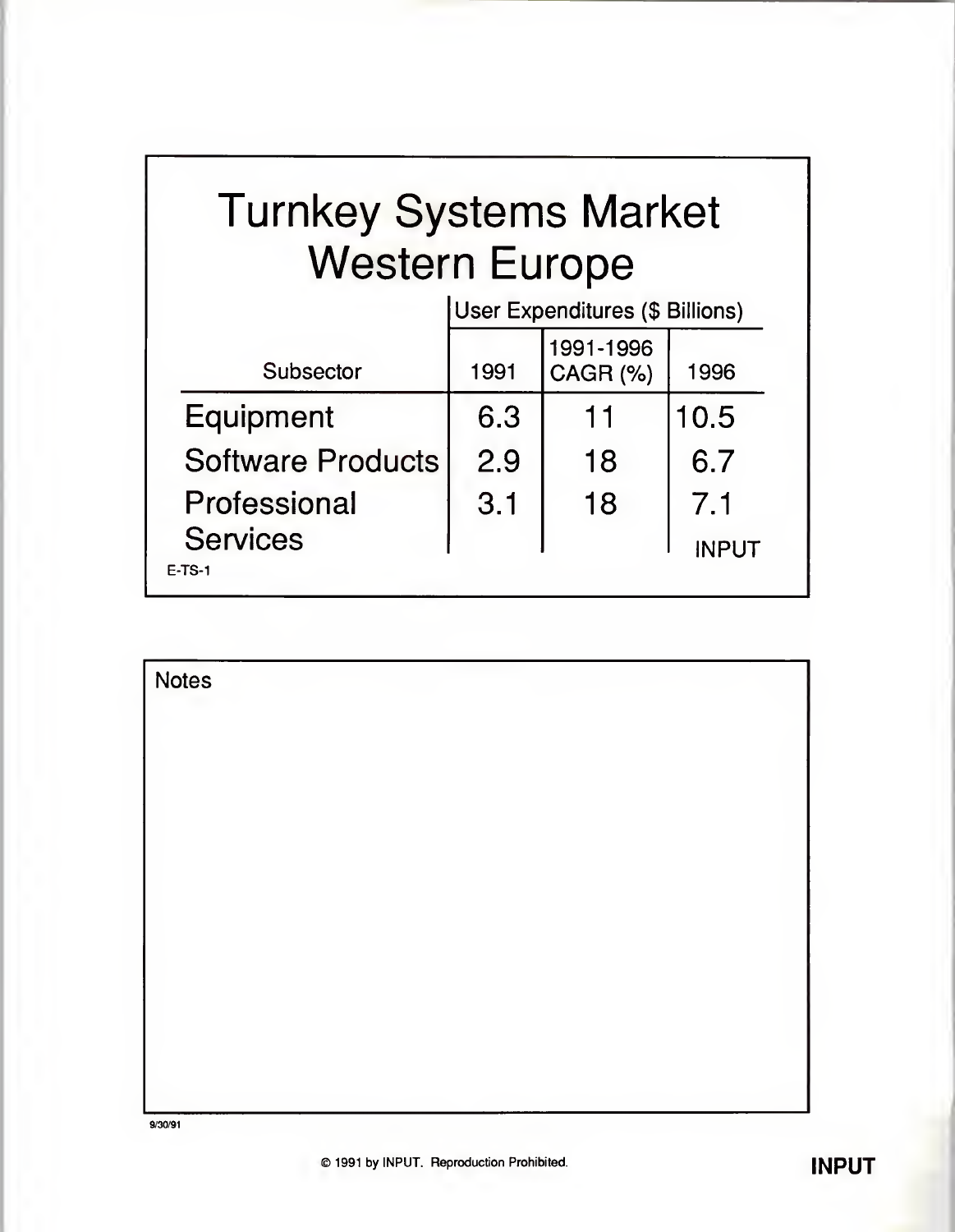# Turnkey Systems Market Western Europe

| Subsector | User Expenditures ($ Billions) | | |
|---|---|---|---|
| | 1991 | 1991-1996 CAGR (%) | 1996 |
| Equipment | 6.3 | 11 | 10.5 |
| Software Products | 2.9 | 18 | 6.7 |
| Professional Services | 3.1 | 18 | 7.1 |

INPUT

E-TS-1

Notes

9/30/91

© 1991 by INPUT. Reproduction Prohibited.

INPUT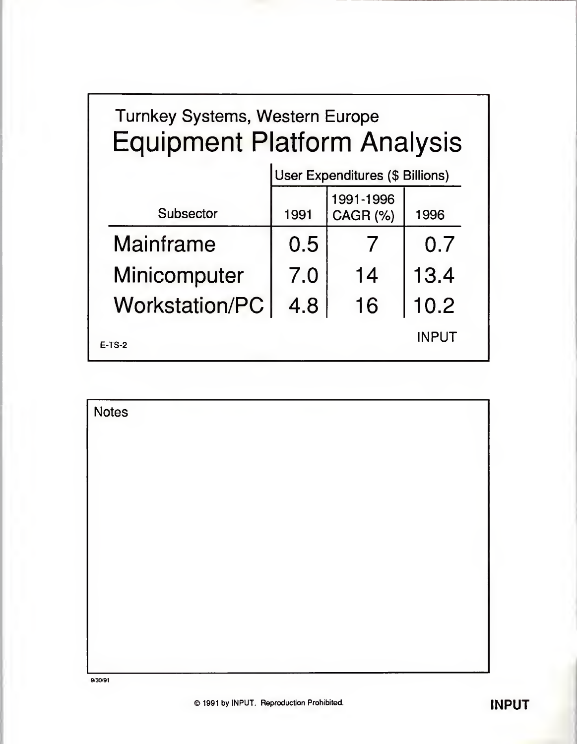Turnkey Systems, Western Europe

# Equipment Platform Analysis

| Subsector | User Expenditures ($ Billions) | | |
|---|---|---|---|
| | 1991 | 1991-1996 CAGR (%) | 1996 |
| Mainframe | 0.5 | 7 | 0.7 |
| Minicomputer | 7.0 | 14 | 13.4 |
| Workstation/PC | 4.8 | 16 | 10.2 |

INPUT

E-TS-2

Notes

9/30/91

© 1991 by INPUT. Reproduction Prohibited.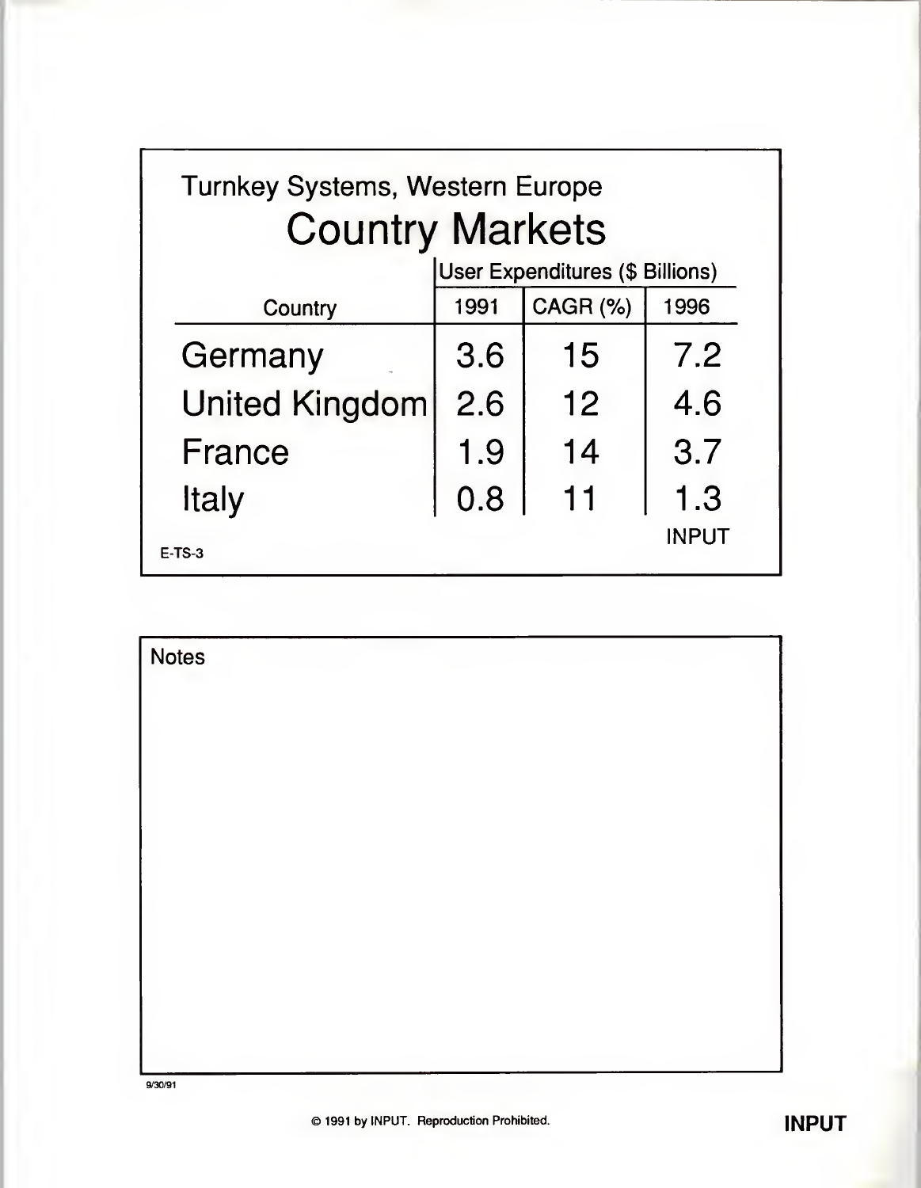Turnkey Systems, Western Europe

## Country Markets

| Country | User Expenditures ($ Billions) | | |
|---|---|---|---|
| | 1991 | CAGR (%) | 1996 |
| Germany | 3.6 | 15 | 7.2 |
| United Kingdom | 2.6 | 12 | 4.6 |
| France | 1.9 | 14 | 3.7 |
| Italy | 0.8 | 11 | 1.3 |

E-TS-3

INPUT

Notes

9/30/91

© 1991 by INPUT. Reproduction Prohibited.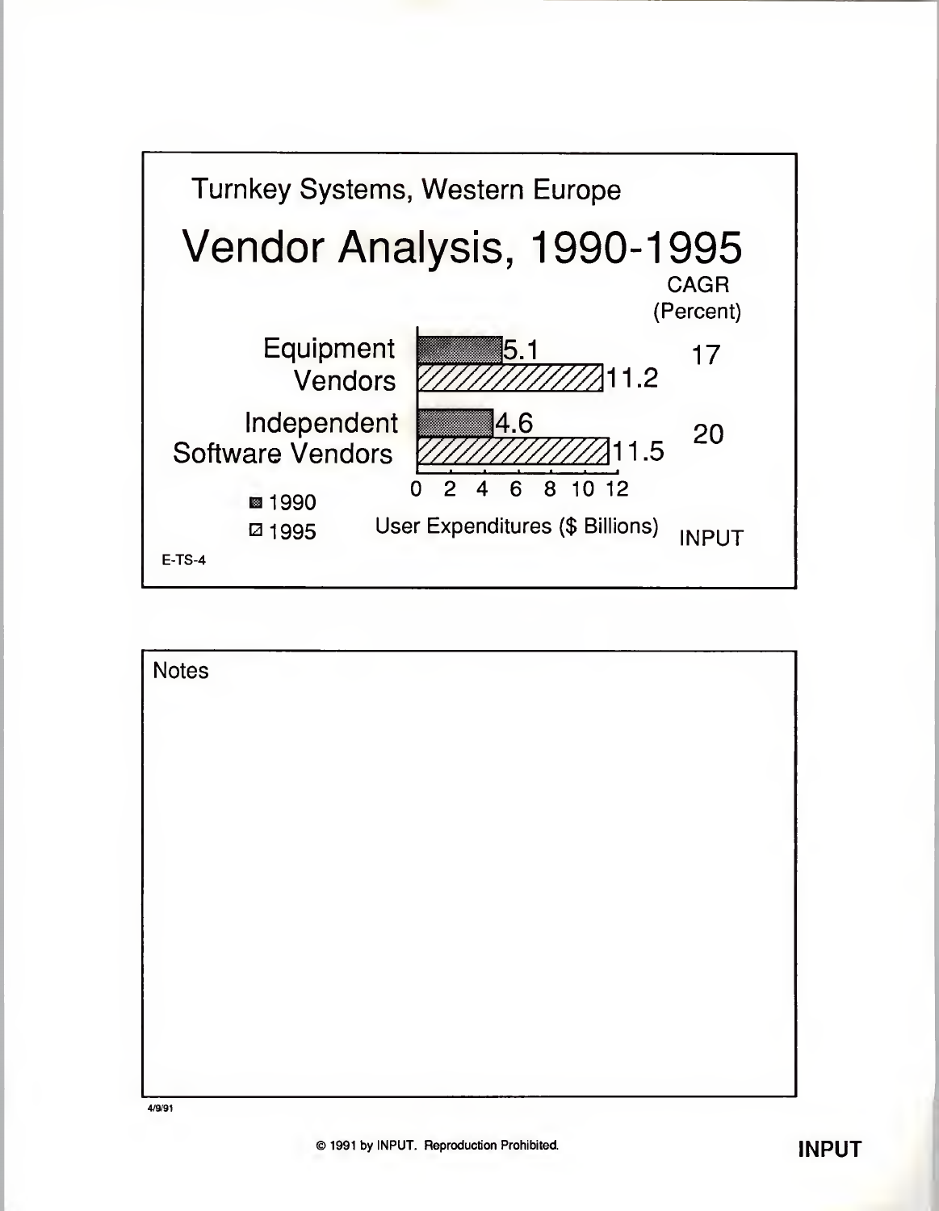Turnkey Systems, Western Europe

# Vendor Analysis, 1990-1995

| | 1990 | 1995 | CAGR (Percent) |
|---|---|---|---|
| Equipment Vendors | 5.1 | 11.2 | 17 |
| Independent Software Vendors | 4.6 | 11.5 | 20 |

User Expenditures ($ Billions)

INPUT

E-TS-4

Notes

4/9/91

© 1991 by INPUT. Reproduction Prohibited.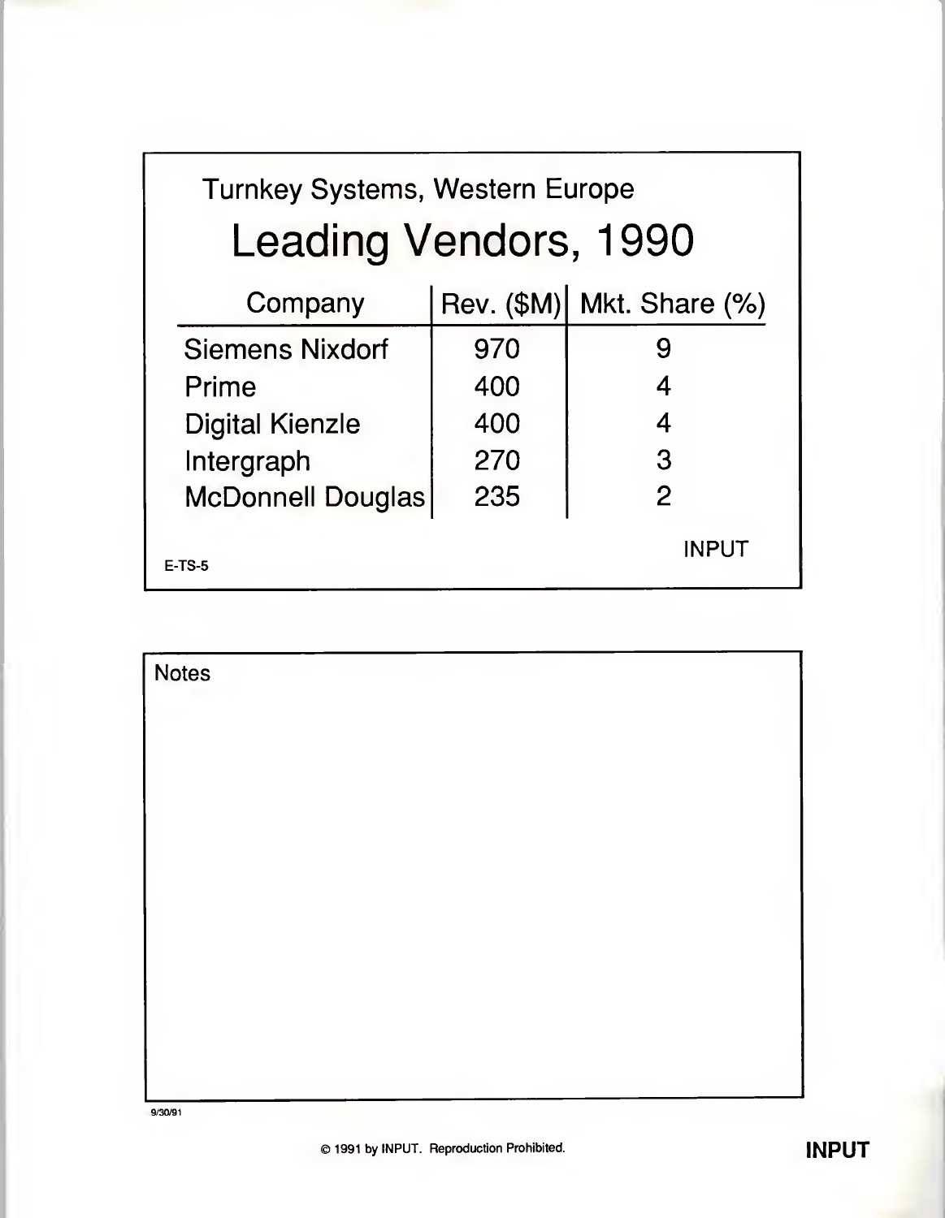Turnkey Systems, Western Europe

# Leading Vendors, 1990

| Company | Rev. ($M) | Mkt. Share (%) |
| --- | --- | --- |
| Siemens Nixdorf | 970 | 9 |
| Prime | 400 | 4 |
| Digital Kienzle | 400 | 4 |
| Intergraph | 270 | 3 |
| McDonnell Douglas | 235 | 2 |

INPUT

E-TS-5

Notes

9/30/91

© 1991 by INPUT. Reproduction Prohibited.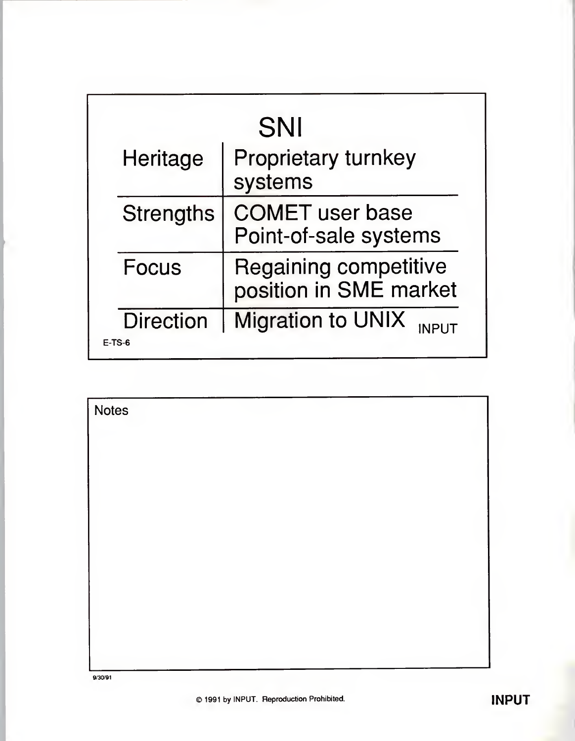# SNI

| | |
|---|---|
| Heritage | Proprietary turnkey systems |
| Strengths | COMET user base<br>Point-of-sale systems |
| Focus | Regaining competitive position in SME market |
| Direction | Migration to UNIX |

E-TS-6

INPUT

Notes

9/30/91

© 1991 by INPUT. Reproduction Prohibited.